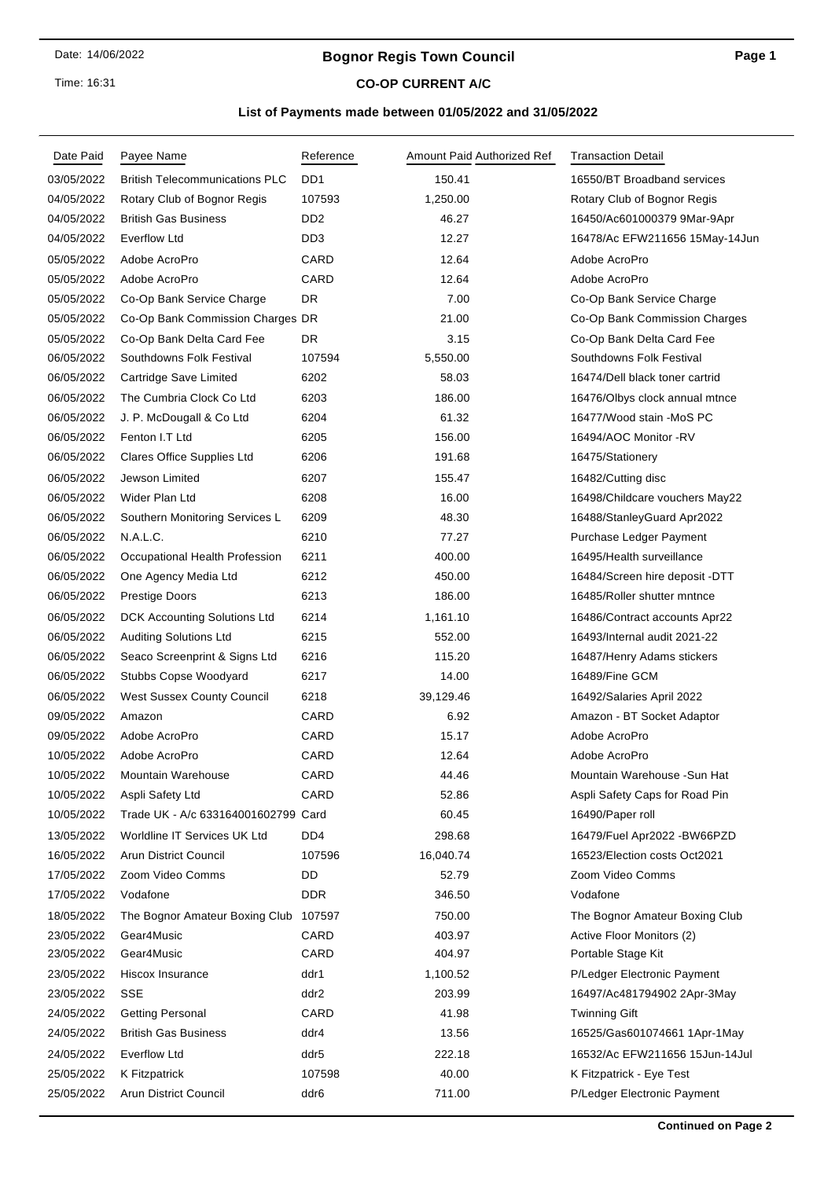Date: 14/06/2022

Time: 16:31

# Bognor Regis Town Council

## CO-OP CURRENT A/C

### List of Payments made between 01/05/2022 and 31/05/2022

| Date Paid | Payee Name | Reference | Amount Paid | Authorized Ref | Transaction Detail |
|---|---|---|---|---|---|
| 03/05/2022 | British Telecommunications PLC | DD1 | 150.41 | | 16550/BT Broadband services |
| 04/05/2022 | Rotary Club of Bognor Regis | 107593 | 1,250.00 | | Rotary Club of Bognor Regis |
| 04/05/2022 | British Gas Business | DD2 | 46.27 | | 16450/Ac601000379 9Mar-9Apr |
| 04/05/2022 | Everflow Ltd | DD3 | 12.27 | | 16478/Ac EFW211656 15May-14Jun |
| 05/05/2022 | Adobe AcroPro | CARD | 12.64 | | Adobe AcroPro |
| 05/05/2022 | Adobe AcroPro | CARD | 12.64 | | Adobe AcroPro |
| 05/05/2022 | Co-Op Bank Service Charge | DR | 7.00 | | Co-Op Bank Service Charge |
| 05/05/2022 | Co-Op Bank Commission Charges | DR | 21.00 | | Co-Op Bank Commission Charges |
| 05/05/2022 | Co-Op Bank Delta Card Fee | DR | 3.15 | | Co-Op Bank Delta Card Fee |
| 06/05/2022 | Southdowns Folk Festival | 107594 | 5,550.00 | | Southdowns Folk Festival |
| 06/05/2022 | Cartridge Save Limited | 6202 | 58.03 | | 16474/Dell black toner cartrid |
| 06/05/2022 | The Cumbria Clock Co Ltd | 6203 | 186.00 | | 16476/Olbys clock annual mtnce |
| 06/05/2022 | J. P. McDougall & Co Ltd | 6204 | 61.32 | | 16477/Wood stain -MoS PC |
| 06/05/2022 | Fenton I.T Ltd | 6205 | 156.00 | | 16494/AOC Monitor -RV |
| 06/05/2022 | Clares Office Supplies Ltd | 6206 | 191.68 | | 16475/Stationery |
| 06/05/2022 | Jewson Limited | 6207 | 155.47 | | 16482/Cutting disc |
| 06/05/2022 | Wider Plan Ltd | 6208 | 16.00 | | 16498/Childcare vouchers May22 |
| 06/05/2022 | Southern Monitoring Services L | 6209 | 48.30 | | 16488/StanleyGuard Apr2022 |
| 06/05/2022 | N.A.L.C. | 6210 | 77.27 | | Purchase Ledger Payment |
| 06/05/2022 | Occupational Health Profession | 6211 | 400.00 | | 16495/Health surveillance |
| 06/05/2022 | One Agency Media Ltd | 6212 | 450.00 | | 16484/Screen hire deposit -DTT |
| 06/05/2022 | Prestige Doors | 6213 | 186.00 | | 16485/Roller shutter mntnce |
| 06/05/2022 | DCK Accounting Solutions Ltd | 6214 | 1,161.10 | | 16486/Contract accounts Apr22 |
| 06/05/2022 | Auditing Solutions Ltd | 6215 | 552.00 | | 16493/Internal audit 2021-22 |
| 06/05/2022 | Seaco Screenprint & Signs Ltd | 6216 | 115.20 | | 16487/Henry Adams stickers |
| 06/05/2022 | Stubbs Copse Woodyard | 6217 | 14.00 | | 16489/Fine GCM |
| 06/05/2022 | West Sussex County Council | 6218 | 39,129.46 | | 16492/Salaries April 2022 |
| 09/05/2022 | Amazon | CARD | 6.92 | | Amazon - BT Socket Adaptor |
| 09/05/2022 | Adobe AcroPro | CARD | 15.17 | | Adobe AcroPro |
| 10/05/2022 | Adobe AcroPro | CARD | 12.64 | | Adobe AcroPro |
| 10/05/2022 | Mountain Warehouse | CARD | 44.46 | | Mountain Warehouse -Sun Hat |
| 10/05/2022 | Aspli Safety Ltd | CARD | 52.86 | | Aspli Safety Caps for Road Pin |
| 10/05/2022 | Trade UK - A/c 633164001602799 | Card | 60.45 | | 16490/Paper roll |
| 13/05/2022 | Worldline IT Services UK Ltd | DD4 | 298.68 | | 16479/Fuel Apr2022 -BW66PZD |
| 16/05/2022 | Arun District Council | 107596 | 16,040.74 | | 16523/Election costs Oct2021 |
| 17/05/2022 | Zoom Video Comms | DD | 52.79 | | Zoom Video Comms |
| 17/05/2022 | Vodafone | DDR | 346.50 | | Vodafone |
| 18/05/2022 | The Bognor Amateur Boxing Club | 107597 | 750.00 | | The Bognor Amateur Boxing Club |
| 23/05/2022 | Gear4Music | CARD | 403.97 | | Active Floor Monitors (2) |
| 23/05/2022 | Gear4Music | CARD | 404.97 | | Portable Stage Kit |
| 23/05/2022 | Hiscox Insurance | ddr1 | 1,100.52 | | P/Ledger Electronic Payment |
| 23/05/2022 | SSE | ddr2 | 203.99 | | 16497/Ac481794902 2Apr-3May |
| 24/05/2022 | Getting Personal | CARD | 41.98 | | Twinning Gift |
| 24/05/2022 | British Gas Business | ddr4 | 13.56 | | 16525/Gas601074661 1Apr-1May |
| 24/05/2022 | Everflow Ltd | ddr5 | 222.18 | | 16532/Ac EFW211656 15Jun-14Jul |
| 25/05/2022 | K Fitzpatrick | 107598 | 40.00 | | K Fitzpatrick - Eye Test |
| 25/05/2022 | Arun District Council | ddr6 | 711.00 | | P/Ledger Electronic Payment |

**Continued on Page 2**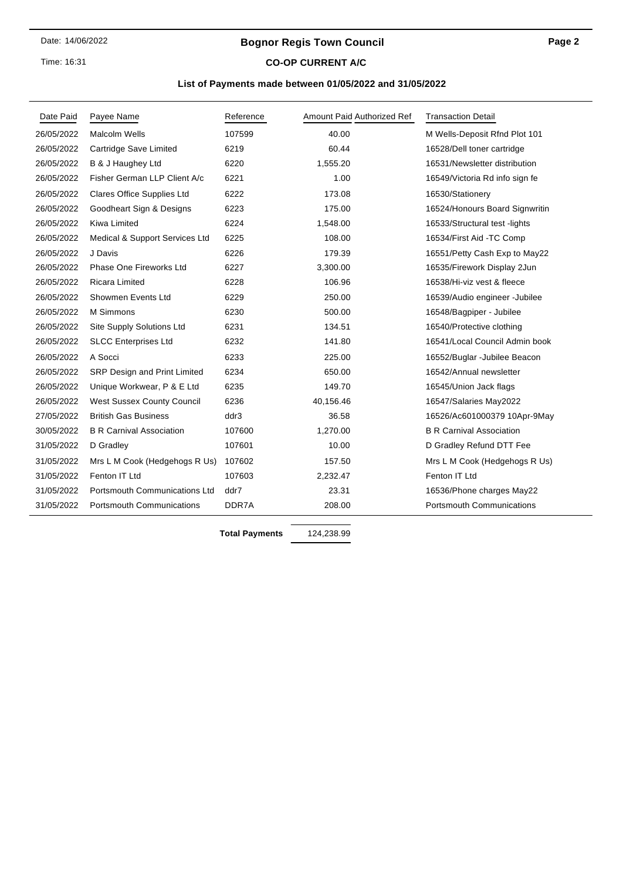Date: 14/06/2022

Time: 16:31

## Bognor Regis Town Council

### CO-OP CURRENT A/C

### List of Payments made between 01/05/2022 and 31/05/2022

| Date Paid | Payee Name | Reference | Amount Paid | Authorized Ref | Transaction Detail |
|---|---|---|---|---|---|
| 26/05/2022 | Malcolm Wells | 107599 | 40.00 | | M Wells-Deposit Rfnd Plot 101 |
| 26/05/2022 | Cartridge Save Limited | 6219 | 60.44 | | 16528/Dell toner cartridge |
| 26/05/2022 | B & J Haughey Ltd | 6220 | 1,555.20 | | 16531/Newsletter distribution |
| 26/05/2022 | Fisher German LLP Client A/c | 6221 | 1.00 | | 16549/Victoria Rd info sign fe |
| 26/05/2022 | Clares Office Supplies Ltd | 6222 | 173.08 | | 16530/Stationery |
| 26/05/2022 | Goodheart Sign & Designs | 6223 | 175.00 | | 16524/Honours Board Signwritin |
| 26/05/2022 | Kiwa Limited | 6224 | 1,548.00 | | 16533/Structural test -lights |
| 26/05/2022 | Medical & Support Services Ltd | 6225 | 108.00 | | 16534/First Aid -TC Comp |
| 26/05/2022 | J Davis | 6226 | 179.39 | | 16551/Petty Cash Exp to May22 |
| 26/05/2022 | Phase One Fireworks Ltd | 6227 | 3,300.00 | | 16535/Firework Display 2Jun |
| 26/05/2022 | Ricara Limited | 6228 | 106.96 | | 16538/Hi-viz vest & fleece |
| 26/05/2022 | Showmen Events Ltd | 6229 | 250.00 | | 16539/Audio engineer -Jubilee |
| 26/05/2022 | M Simmons | 6230 | 500.00 | | 16548/Bagpiper - Jubilee |
| 26/05/2022 | Site Supply Solutions Ltd | 6231 | 134.51 | | 16540/Protective clothing |
| 26/05/2022 | SLCC Enterprises Ltd | 6232 | 141.80 | | 16541/Local Council Admin book |
| 26/05/2022 | A Socci | 6233 | 225.00 | | 16552/Buglar -Jubilee Beacon |
| 26/05/2022 | SRP Design and Print Limited | 6234 | 650.00 | | 16542/Annual newsletter |
| 26/05/2022 | Unique Workwear, P & E Ltd | 6235 | 149.70 | | 16545/Union Jack flags |
| 26/05/2022 | West Sussex County Council | 6236 | 40,156.46 | | 16547/Salaries May2022 |
| 27/05/2022 | British Gas Business | ddr3 | 36.58 | | 16526/Ac601000379 10Apr-9May |
| 30/05/2022 | B R Carnival Association | 107600 | 1,270.00 | | B R Carnival Association |
| 31/05/2022 | D Gradley | 107601 | 10.00 | | D Gradley Refund DTT Fee |
| 31/05/2022 | Mrs L M Cook (Hedgehogs R Us) | 107602 | 157.50 | | Mrs L M Cook (Hedgehogs R Us) |
| 31/05/2022 | Fenton IT Ltd | 107603 | 2,232.47 | | Fenton IT Ltd |
| 31/05/2022 | Portsmouth Communications Ltd | ddr7 | 23.31 | | 16536/Phone charges May22 |
| 31/05/2022 | Portsmouth Communications | DDR7A | 208.00 | | Portsmouth Communications |

**Total Payments** 124,238.99